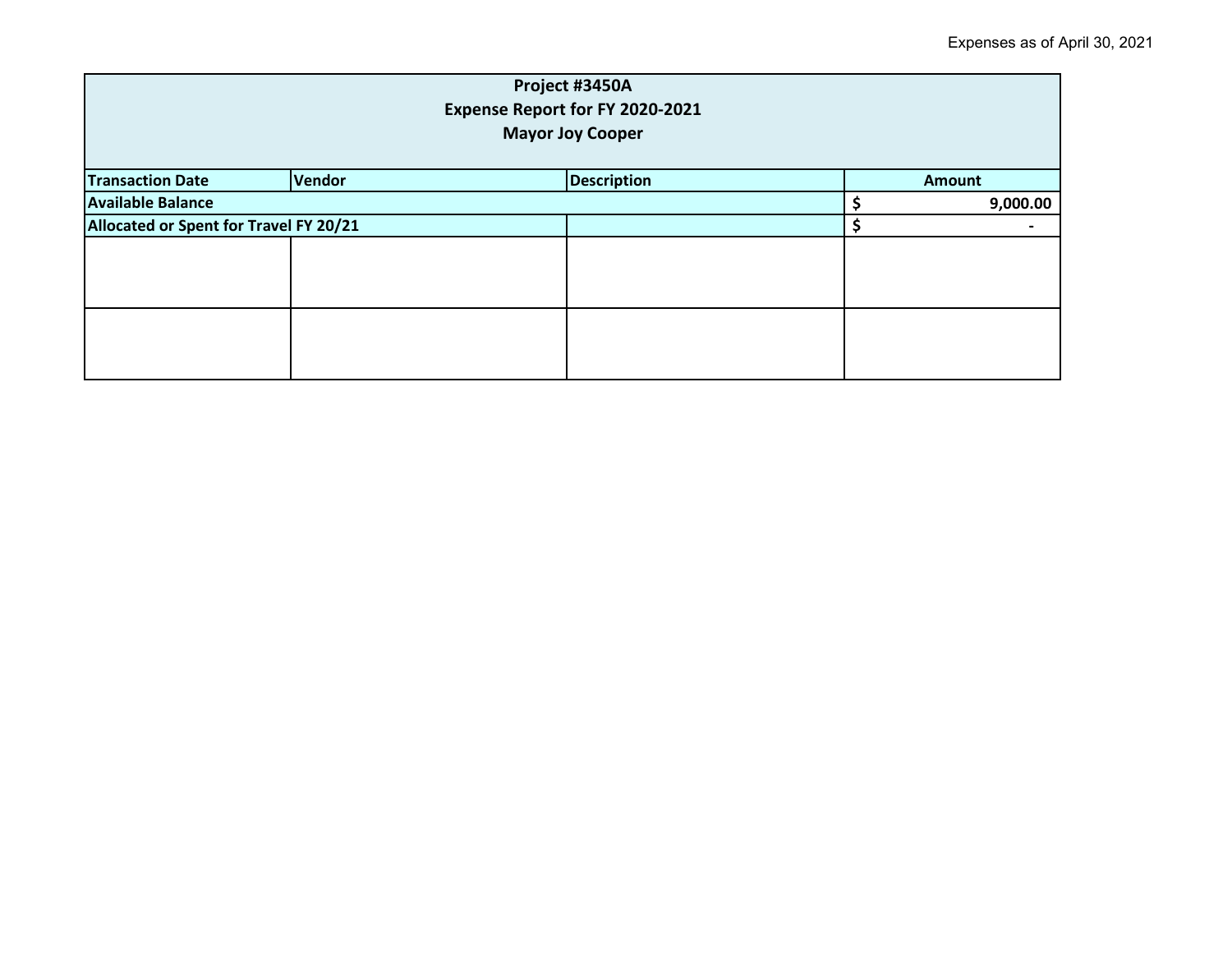Expenses as of April 30, 2021

| Project #3450A<br>Expense Report for FY 2020-2021<br>Mayor Joy Cooper | | | |
|---|---|---|---|
| **Transaction Date** | **Vendor** | **Description** | **Amount** |
| **Available Balance** | | | **$ 9,000.00** |
| **Allocated or Spent for Travel FY 20/21** | | | **$ -** |
| | | | |
| | | | |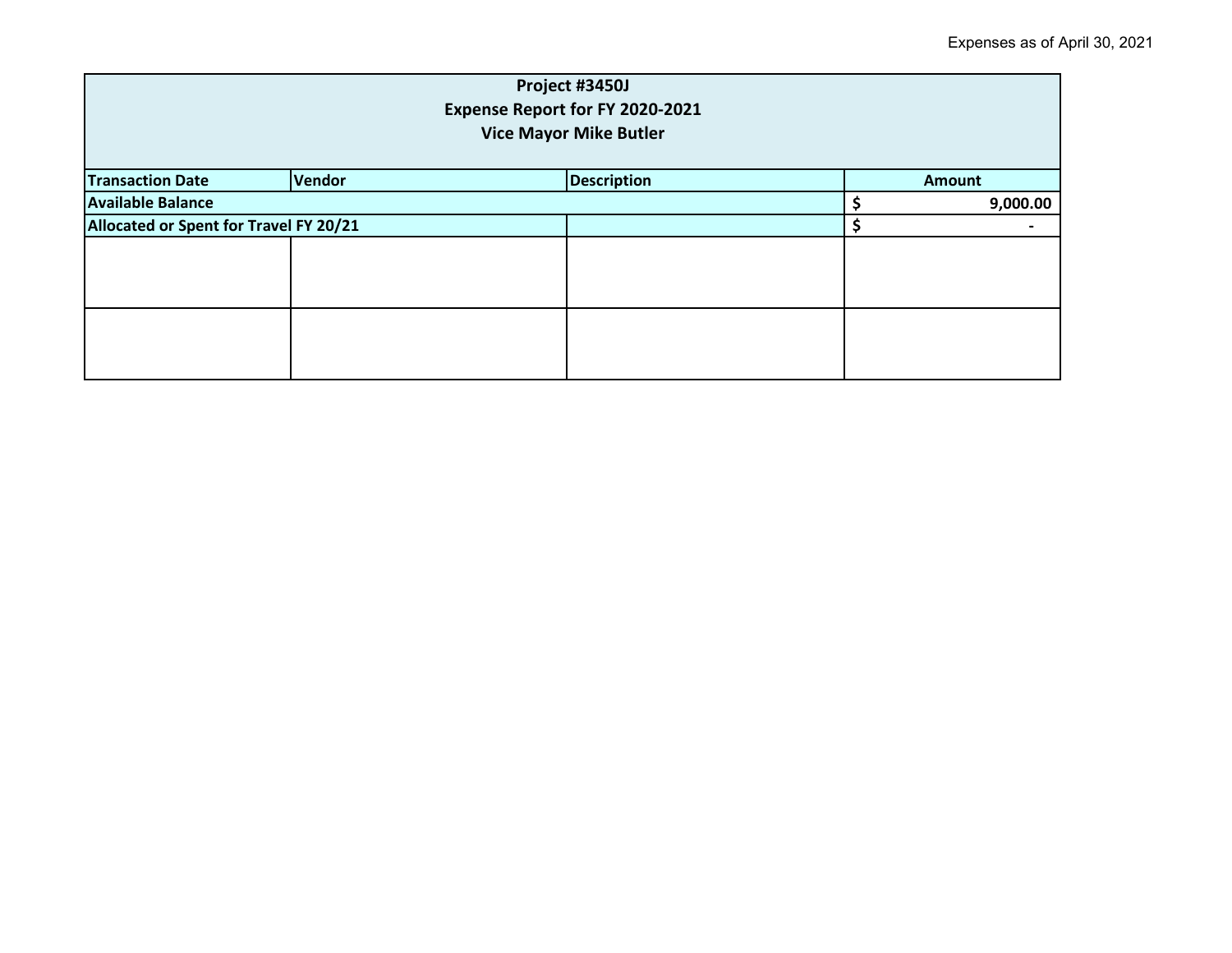Expenses as of April 30, 2021

| Project #3450J<br>Expense Report for FY 2020-2021<br>Vice Mayor Mike Butler | | | |
|---|---|---|---|
| **Transaction Date** | **Vendor** | **Description** | **Amount** |
| **Available Balance** | | | **$ 9,000.00** |
| **Allocated or Spent for Travel FY 20/21** | | | **$ -** |
| | | | |
| | | | |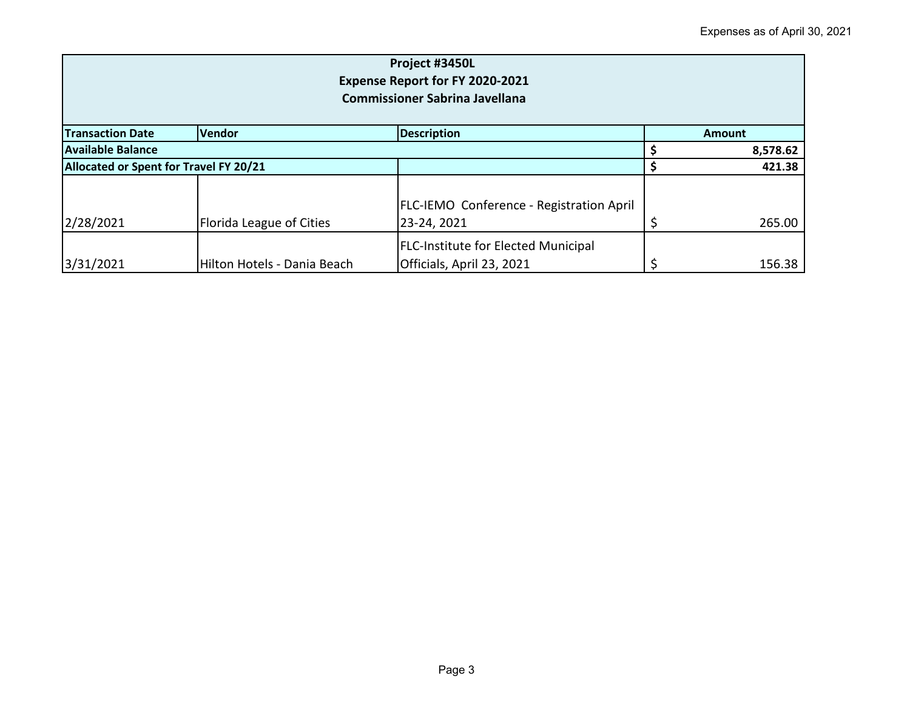Expenses as of April 30, 2021

| **Project #3450L<br>Expense Report for FY 2020-2021<br>Commissioner Sabrina Javellana** | | | |
|---|---|---|---|
| **Transaction Date** | **Vendor** | **Description** | **Amount** |
| **Available Balance** | | | **$ 8,578.62** |
| **Allocated or Spent for Travel FY 20/21** | | | **$ 421.38** |
| 2/28/2021 | Florida League of Cities | FLC-IEMO Conference - Registration April 23-24, 2021 | $ 265.00 |
| 3/31/2021 | Hilton Hotels - Dania Beach | FLC-Institute for Elected Municipal Officials, April 23, 2021 | $ 156.38 |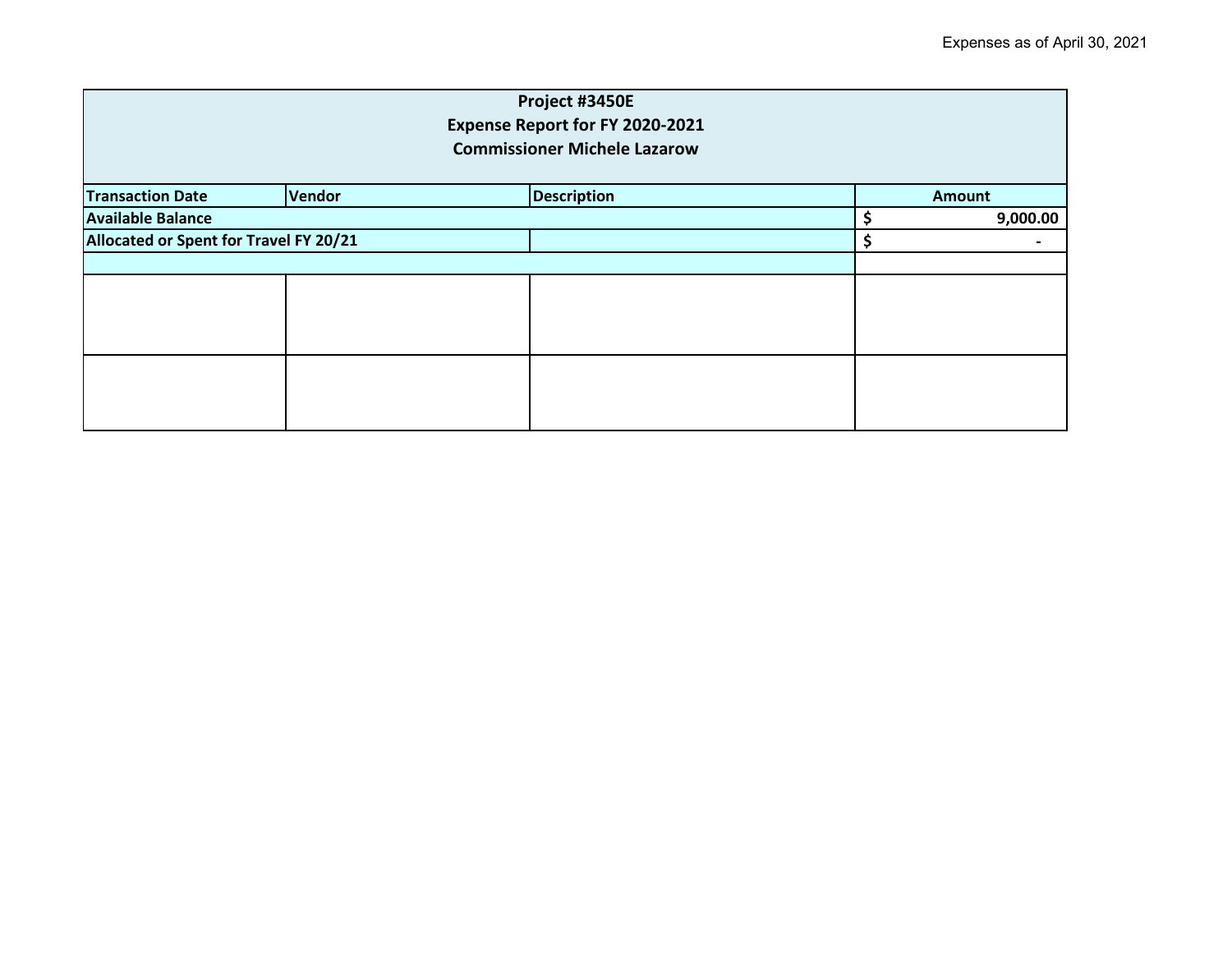Expenses as of April 30, 2021

| Project #3450E<br>Expense Report for FY 2020-2021<br>Commissioner Michele Lazarow | | | |
|---|---|---|---|
| **Transaction Date** | **Vendor** | **Description** | **Amount** |
| **Available Balance** | | | **$ 9,000.00** |
| **Allocated or Spent for Travel FY 20/21** | | | **$ -** |
| | | | |
| | | | |
| | | | |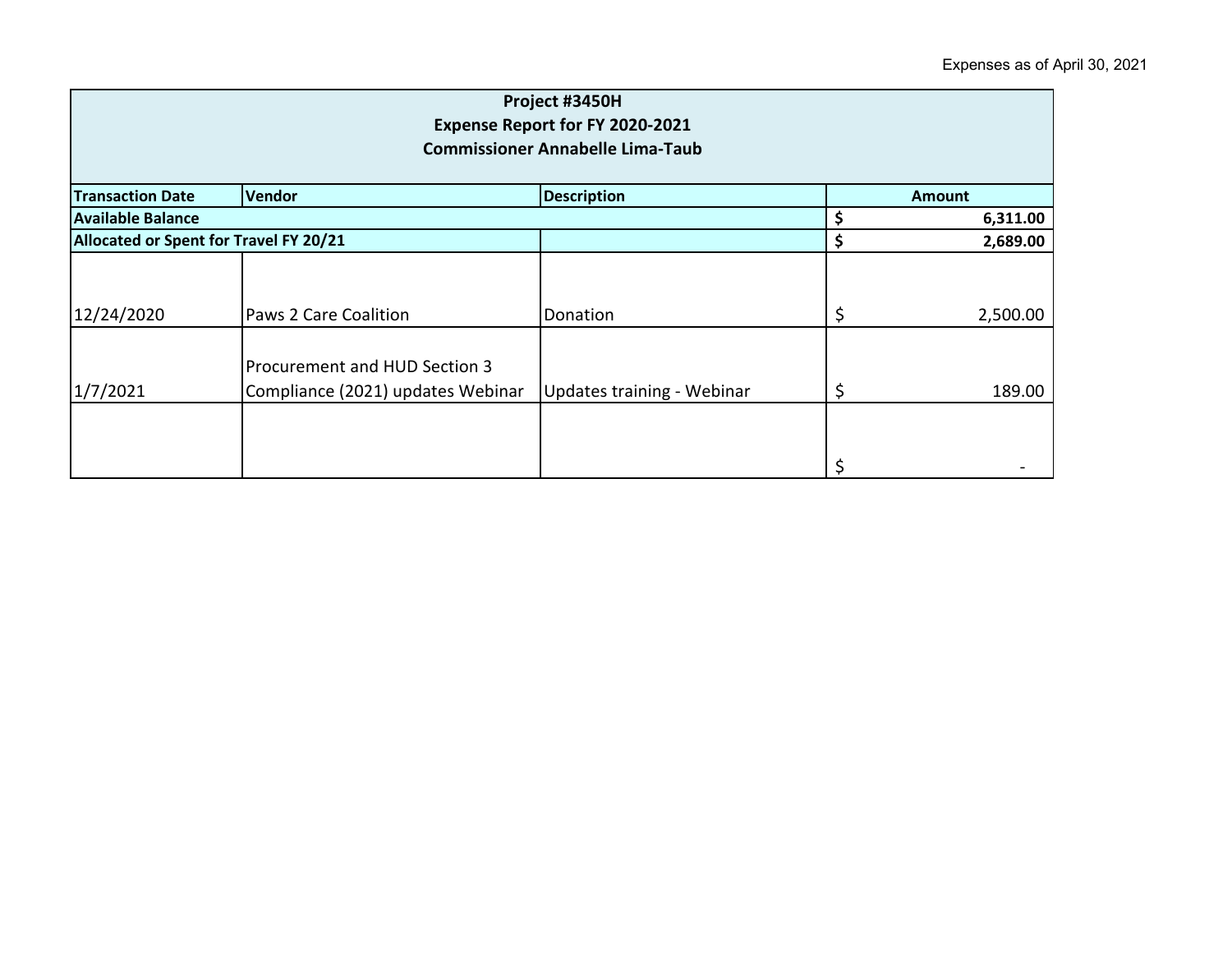Expenses as of April 30, 2021

| Project #3450H<br>Expense Report for FY 2020-2021<br>Commissioner Annabelle Lima-Taub | | | |
|---|---|---|---|
| **Transaction Date** | **Vendor** | **Description** | **Amount** |
| **Available Balance** | | | **$ 6,311.00** |
| **Allocated or Spent for Travel FY 20/21** | | | **$ 2,689.00** |
| 12/24/2020 | Paws 2 Care Coalition | Donation | $ 2,500.00 |
| 1/7/2021 | Procurement and HUD Section 3 Compliance (2021) updates Webinar | Updates training - Webinar | $ 189.00 |
| | | | $ - |